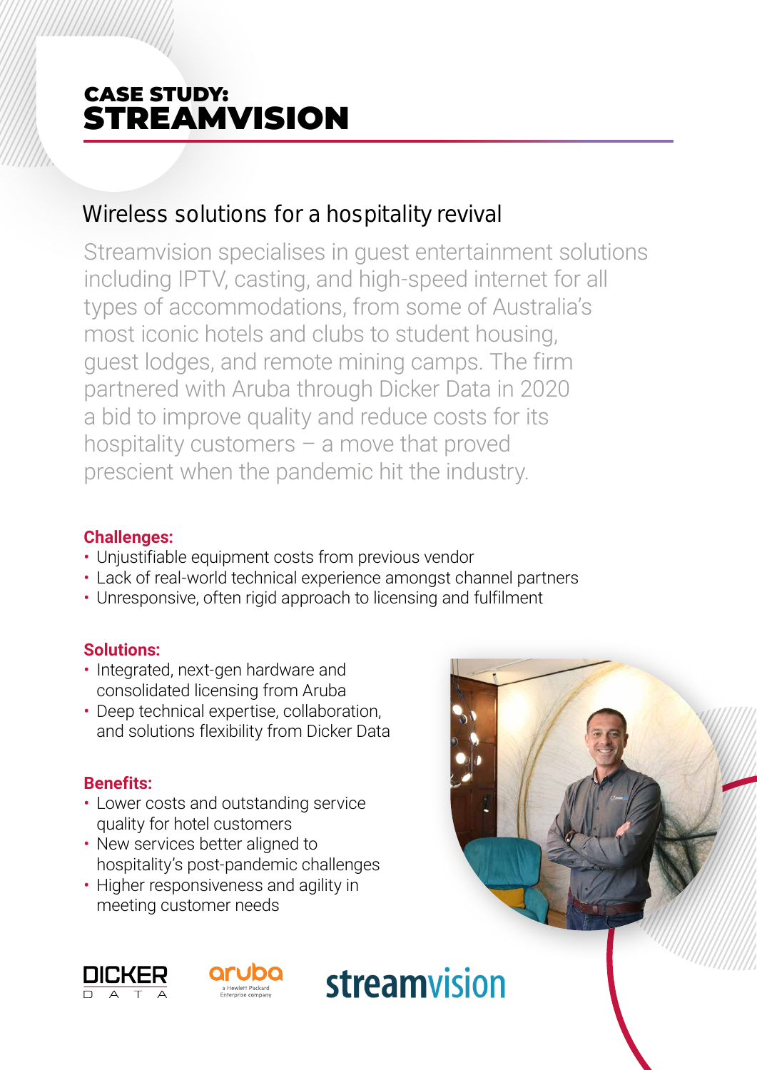# CASE STUDY: STREAMVISION

## Wireless solutions for a hospitality revival

Streamvision specialises in guest entertainment solutions including IPTV, casting, and high-speed internet for all types of accommodations, from some of Australia's most iconic hotels and clubs to student housing, guest lodges, and remote mining camps. The firm partnered with Aruba through Dicker Data in 2020 a bid to improve quality and reduce costs for its hospitality customers – a move that proved prescient when the pandemic hit the industry.

**Challenges:**

- Unjustifiable equipment costs from previous vendor
- Lack of real-world technical experience amongst channel partners
- Unresponsive, often rigid approach to licensing and fulfilment

**Solutions:**

- Integrated, next-gen hardware and consolidated licensing from Aruba
- Deep technical expertise, collaboration, and solutions flexibility from Dicker Data

**Benefits:**

- Lower costs and outstanding service quality for hotel customers
- New services better aligned to hospitality's post-pandemic challenges
- Higher responsiveness and agility in meeting customer needs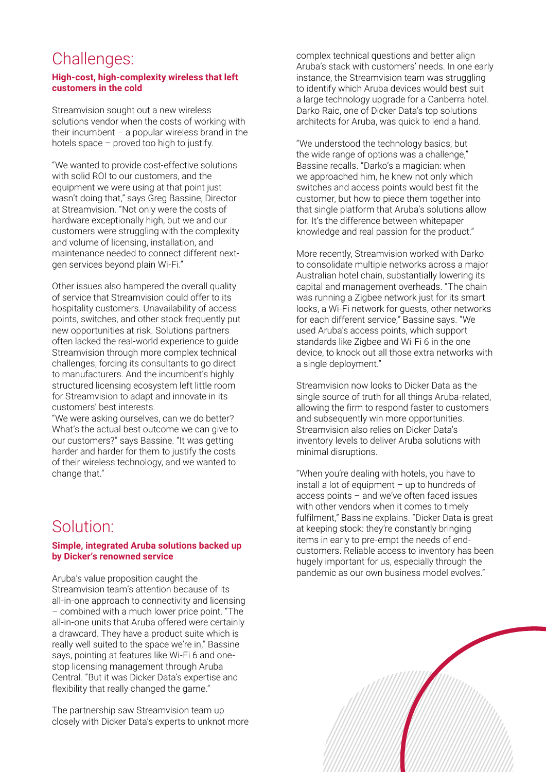# Challenges:

**High-cost, high-complexity wireless that left customers in the cold**

Streamvision sought out a new wireless solutions vendor when the costs of working with their incumbent – a popular wireless brand in the hotels space – proved too high to justify.

"We wanted to provide cost-effective solutions with solid ROI to our customers, and the equipment we were using at that point just wasn't doing that," says Greg Bassine, Director at Streamvision. "Not only were the costs of hardware exceptionally high, but we and our customers were struggling with the complexity and volume of licensing, installation, and maintenance needed to connect different next-gen services beyond plain Wi-Fi."

Other issues also hampered the overall quality of service that Streamvision could offer to its hospitality customers. Unavailability of access points, switches, and other stock frequently put new opportunities at risk. Solutions partners often lacked the real-world experience to guide Streamvision through more complex technical challenges, forcing its consultants to go direct to manufacturers. And the incumbent's highly structured licensing ecosystem left little room for Streamvision to adapt and innovate in its customers' best interests.

"We were asking ourselves, can we do better? What's the actual best outcome we can give to our customers?" says Bassine. "It was getting harder and harder for them to justify the costs of their wireless technology, and we wanted to change that."

# Solution:

**Simple, integrated Aruba solutions backed up by Dicker's renowned service**

Aruba's value proposition caught the Streamvision team's attention because of its all-in-one approach to connectivity and licensing – combined with a much lower price point. "The all-in-one units that Aruba offered were certainly a drawcard. They have a product suite which is really well suited to the space we're in," Bassine says, pointing at features like Wi-Fi 6 and one-stop licensing management through Aruba Central. "But it was Dicker Data's expertise and flexibility that really changed the game."

The partnership saw Streamvision team up closely with Dicker Data's experts to unknot more complex technical questions and better align Aruba's stack with customers' needs. In one early instance, the Streamvision team was struggling to identify which Aruba devices would best suit a large technology upgrade for a Canberra hotel. Darko Raic, one of Dicker Data's top solutions architects for Aruba, was quick to lend a hand.

"We understood the technology basics, but the wide range of options was a challenge," Bassine recalls. "Darko's a magician: when we approached him, he knew not only which switches and access points would best fit the customer, but how to piece them together into that single platform that Aruba's solutions allow for. It's the difference between whitepaper knowledge and real passion for the product."

More recently, Streamvision worked with Darko to consolidate multiple networks across a major Australian hotel chain, substantially lowering its capital and management overheads. "The chain was running a Zigbee network just for its smart locks, a Wi-Fi network for guests, other networks for each different service," Bassine says. "We used Aruba's access points, which support standards like Zigbee and Wi-Fi 6 in the one device, to knock out all those extra networks with a single deployment."

Streamvision now looks to Dicker Data as the single source of truth for all things Aruba-related, allowing the firm to respond faster to customers and subsequently win more opportunities. Streamvision also relies on Dicker Data's inventory levels to deliver Aruba solutions with minimal disruptions.

"When you're dealing with hotels, you have to install a lot of equipment – up to hundreds of access points – and we've often faced issues with other vendors when it comes to timely fulfilment," Bassine explains. "Dicker Data is great at keeping stock: they're constantly bringing items in early to pre-empt the needs of end-customers. Reliable access to inventory has been hugely important for us, especially through the pandemic as our own business model evolves."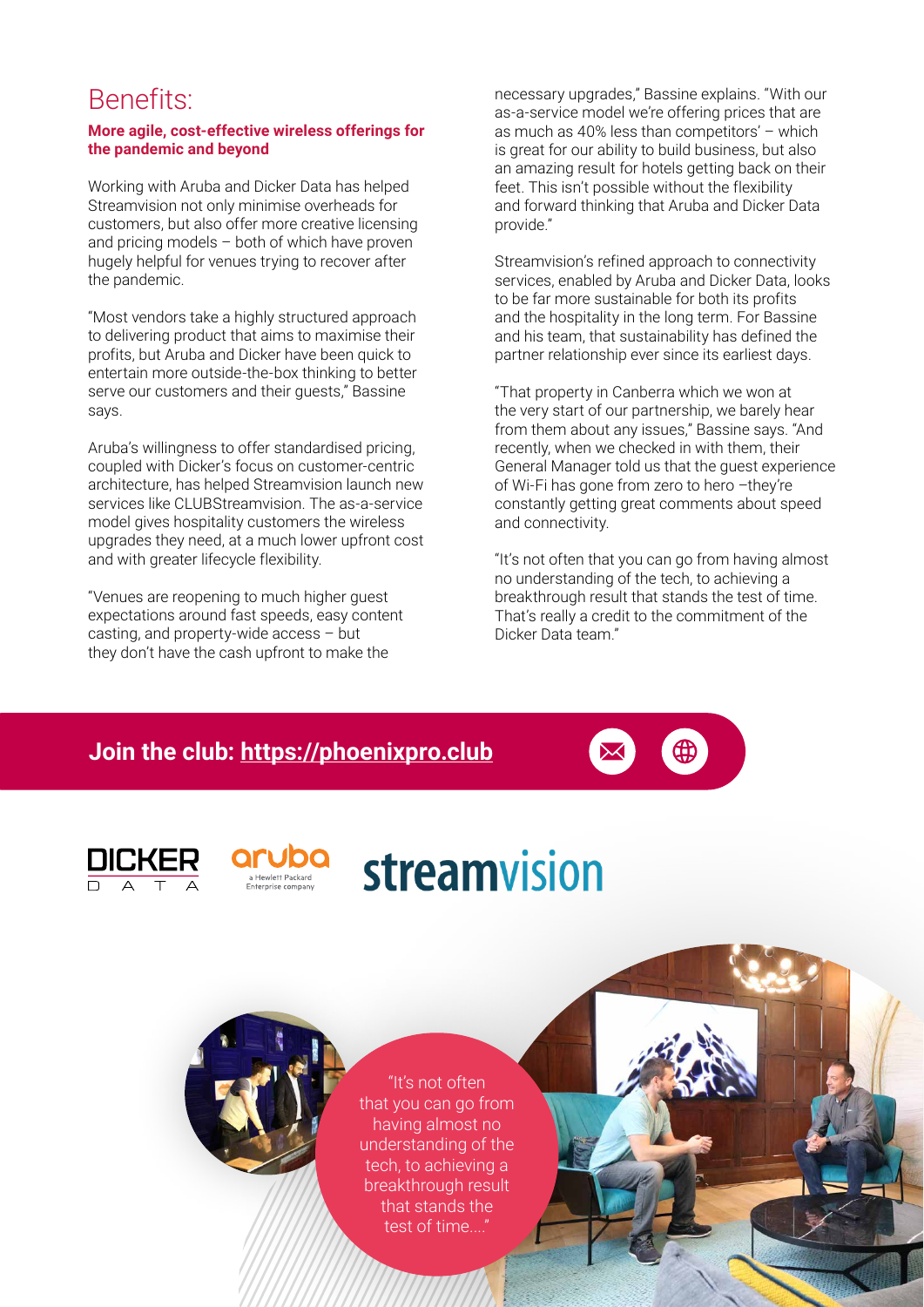## Benefits:

**More agile, cost-effective wireless offerings for the pandemic and beyond**

Working with Aruba and Dicker Data has helped Streamvision not only minimise overheads for customers, but also offer more creative licensing and pricing models – both of which have proven hugely helpful for venues trying to recover after the pandemic.

"Most vendors take a highly structured approach to delivering product that aims to maximise their profits, but Aruba and Dicker have been quick to entertain more outside-the-box thinking to better serve our customers and their guests," Bassine says.

Aruba's willingness to offer standardised pricing, coupled with Dicker's focus on customer-centric architecture, has helped Streamvision launch new services like CLUBStreamvision. The as-a-service model gives hospitality customers the wireless upgrades they need, at a much lower upfront cost and with greater lifecycle flexibility.

"Venues are reopening to much higher guest expectations around fast speeds, easy content casting, and property-wide access – but they don't have the cash upfront to make the necessary upgrades," Bassine explains. "With our as-a-service model we're offering prices that are as much as 40% less than competitors' – which is great for our ability to build business, but also an amazing result for hotels getting back on their feet. This isn't possible without the flexibility and forward thinking that Aruba and Dicker Data provide."

Streamvision's refined approach to connectivity services, enabled by Aruba and Dicker Data, looks to be far more sustainable for both its profits and the hospitality in the long term. For Bassine and his team, that sustainability has defined the partner relationship ever since its earliest days.

"That property in Canberra which we won at the very start of our partnership, we barely hear from them about any issues," Bassine says. "And recently, when we checked in with them, their General Manager told us that the guest experience of Wi-Fi has gone from zero to hero –they're constantly getting great comments about speed and connectivity.

"It's not often that you can go from having almost no understanding of the tech, to achieving a breakthrough result that stands the test of time. That's really a credit to the commitment of the Dicker Data team."

**Join the club: https://phoenixpro.club**

DICKER DATA

aruba
a Hewlett Packard Enterprise company

streamvision

"It's not often that you can go from having almost no understanding of the tech, to achieving a breakthrough result that stands the test of time...."